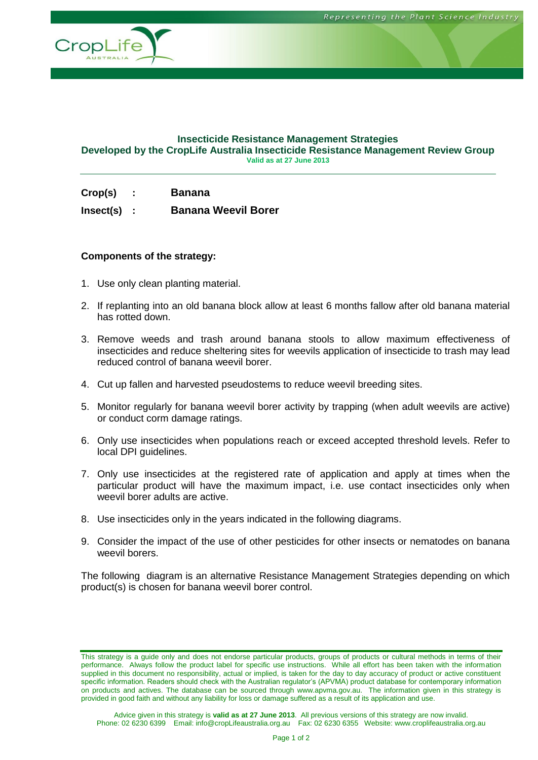**Insecticide Resistance Management Strategies**
**Developed by the CropLife Australia Insecticide Resistance Management Review Group**
**Valid as at 27 June 2013**

---

**Crop(s) : Banana**

**Insect(s) : Banana Weevil Borer**

**Components of the strategy:**

1. Use only clean planting material.
2. If replanting into an old banana block allow at least 6 months fallow after old banana material has rotted down.
3. Remove weeds and trash around banana stools to allow maximum effectiveness of insecticides and reduce sheltering sites for weevils application of insecticide to trash may lead reduced control of banana weevil borer.
4. Cut up fallen and harvested pseudostems to reduce weevil breeding sites.
5. Monitor regularly for banana weevil borer activity by trapping (when adult weevils are active) or conduct corm damage ratings.
6. Only use insecticides when populations reach or exceed accepted threshold levels. Refer to local DPI guidelines.
7. Only use insecticides at the registered rate of application and apply at times when the particular product will have the maximum impact, i.e. use contact insecticides only when weevil borer adults are active.
8. Use insecticides only in the years indicated in the following diagrams.
9. Consider the impact of the use of other pesticides for other insects or nematodes on banana weevil borers.

The following diagram is an alternative Resistance Management Strategies depending on which product(s) is chosen for banana weevil borer control.

---

This strategy is a guide only and does not endorse particular products, groups of products or cultural methods in terms of their performance. Always follow the product label for specific use instructions. While all effort has been taken with the information supplied in this document no responsibility, actual or implied, is taken for the day to day accuracy of product or active constituent specific information. Readers should check with the Australian regulator's (APVMA) product database for contemporary information on products and actives. The database can be sourced through www.apvma.gov.au. The information given in this strategy is provided in good faith and without any liability for loss or damage suffered as a result of its application and use.

Advice given in this strategy is **valid as at 27 June 2013**. All previous versions of this strategy are now invalid.
Phone: 02 6230 6399 Email: info@cropLifeaustralia.org.au Fax: 02 6230 6355 Website: www.croplifeaustralia.org.au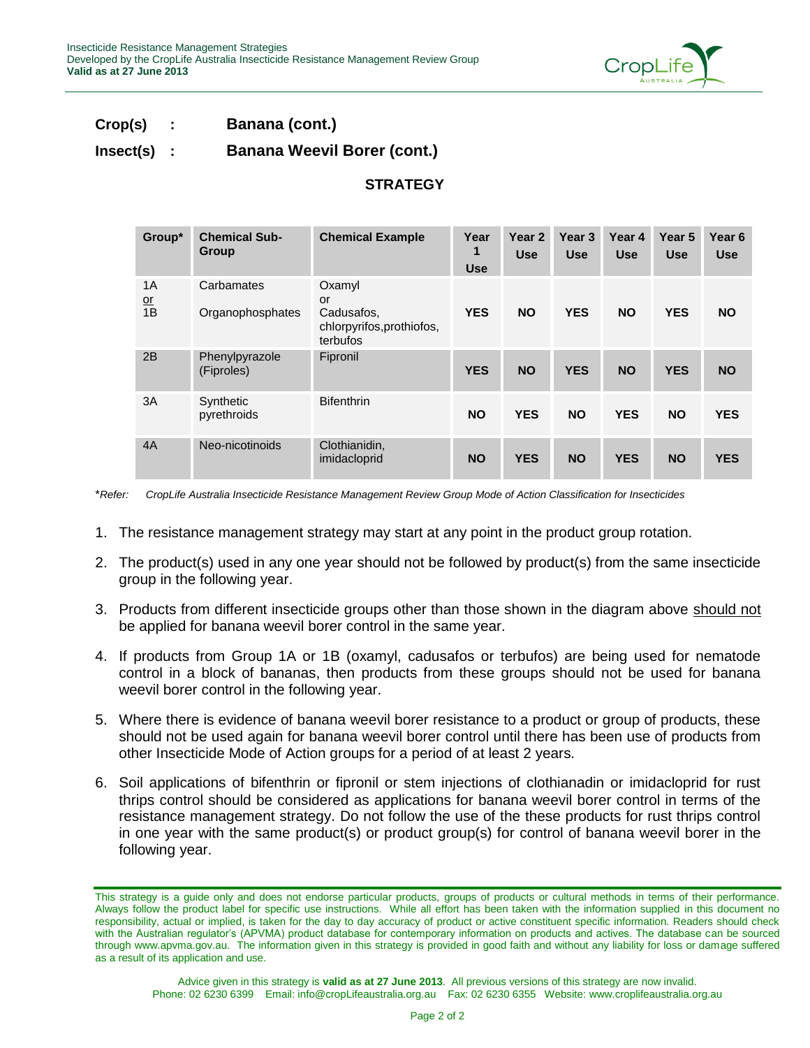**Crop(s) : Banana (cont.)**

**Insect(s) : Banana Weevil Borer (cont.)**

## STRATEGY

| Group* | Chemical Sub-Group | Chemical Example | Year 1 Use | Year 2 Use | Year 3 Use | Year 4 Use | Year 5 Use | Year 6 Use |
|---|---|---|---|---|---|---|---|---|
| 1A or 1B | Carbamates Organophosphates | Oxamyl or Cadusafos, chlorpyrifos,prothiofos, terbufos | **YES** | **NO** | **YES** | **NO** | **YES** | **NO** |
| 2B | Phenylpyrazole (Fiproles) | Fipronil | **YES** | **NO** | **YES** | **NO** | **YES** | **NO** |
| 3A | Synthetic pyrethroids | Bifenthrin | **NO** | **YES** | **NO** | **YES** | **NO** | **YES** |
| 4A | Neo-nicotinoids | Clothianidin, imidacloprid | **NO** | **YES** | **NO** | **YES** | **NO** | **YES** |

\**Refer: CropLife Australia Insecticide Resistance Management Review Group Mode of Action Classification for Insecticides*

1. The resistance management strategy may start at any point in the product group rotation.
2. The product(s) used in any one year should not be followed by product(s) from the same insecticide group in the following year.
3. Products from different insecticide groups other than those shown in the diagram above should not be applied for banana weevil borer control in the same year.
4. If products from Group 1A or 1B (oxamyl, cadusafos or terbufos) are being used for nematode control in a block of bananas, then products from these groups should not be used for banana weevil borer control in the following year.
5. Where there is evidence of banana weevil borer resistance to a product or group of products, these should not be used again for banana weevil borer control until there has been use of products from other Insecticide Mode of Action groups for a period of at least 2 years.
6. Soil applications of bifenthrin or fipronil or stem injections of clothianadin or imidacloprid for rust thrips control should be considered as applications for banana weevil borer control in terms of the resistance management strategy. Do not follow the use of the these products for rust thrips control in one year with the same product(s) or product group(s) for control of banana weevil borer in the following year.

This strategy is a guide only and does not endorse particular products, groups of products or cultural methods in terms of their performance. Always follow the product label for specific use instructions. While all effort has been taken with the information supplied in this document no responsibility, actual or implied, is taken for the day to day accuracy of product or active constituent specific information. Readers should check with the Australian regulator's (APVMA) product database for contemporary information on products and actives. The database can be sourced through www.apvma.gov.au. The information given in this strategy is provided in good faith and without any liability for loss or damage suffered as a result of its application and use.

Advice given in this strategy is **valid as at 27 June 2013**. All previous versions of this strategy are now invalid.
Phone: 02 6230 6399 Email: info@cropLifeaustralia.org.au Fax: 02 6230 6355 Website: www.croplifeaustralia.org.au